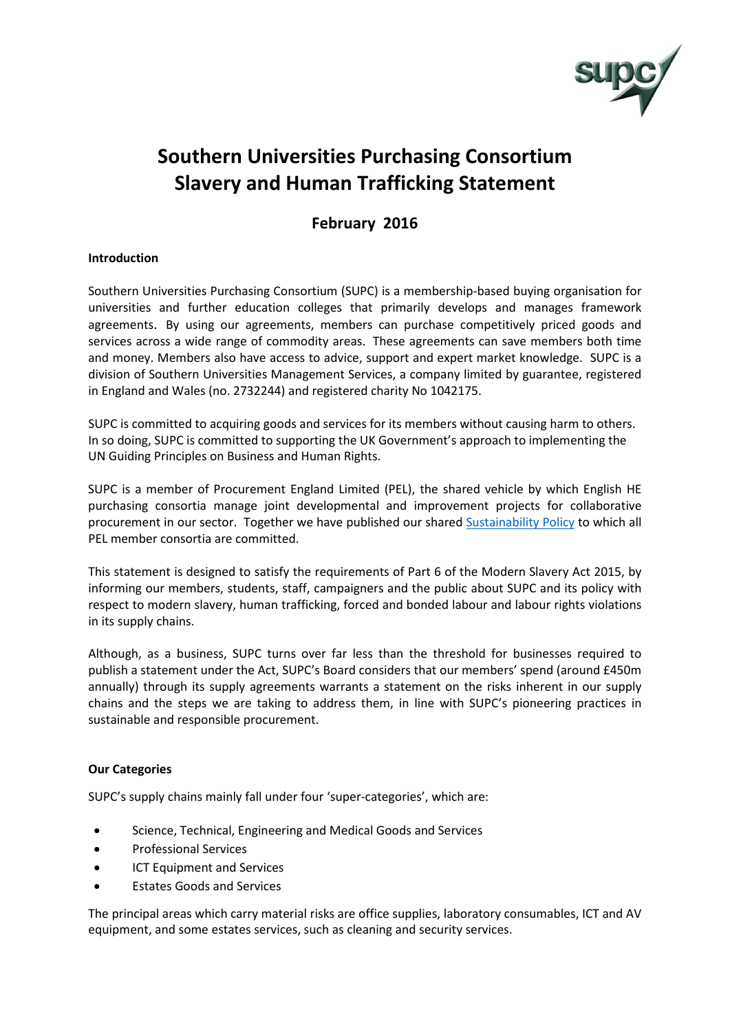# Southern Universities Purchasing Consortium
# Slavery and Human Trafficking Statement

## February 2016

**Introduction**

Southern Universities Purchasing Consortium (SUPC) is a membership-based buying organisation for universities and further education colleges that primarily develops and manages framework agreements. By using our agreements, members can purchase competitively priced goods and services across a wide range of commodity areas. These agreements can save members both time and money. Members also have access to advice, support and expert market knowledge. SUPC is a division of Southern Universities Management Services, a company limited by guarantee, registered in England and Wales (no. 2732244) and registered charity No 1042175.

SUPC is committed to acquiring goods and services for its members without causing harm to others. In so doing, SUPC is committed to supporting the UK Government's approach to implementing the UN Guiding Principles on Business and Human Rights.

SUPC is a member of Procurement England Limited (PEL), the shared vehicle by which English HE purchasing consortia manage joint developmental and improvement projects for collaborative procurement in our sector. Together we have published our shared Sustainability Policy to which all PEL member consortia are committed.

This statement is designed to satisfy the requirements of Part 6 of the Modern Slavery Act 2015, by informing our members, students, staff, campaigners and the public about SUPC and its policy with respect to modern slavery, human trafficking, forced and bonded labour and labour rights violations in its supply chains.

Although, as a business, SUPC turns over far less than the threshold for businesses required to publish a statement under the Act, SUPC's Board considers that our members' spend (around £450m annually) through its supply agreements warrants a statement on the risks inherent in our supply chains and the steps we are taking to address them, in line with SUPC's pioneering practices in sustainable and responsible procurement.

**Our Categories**

SUPC's supply chains mainly fall under four 'super-categories', which are:

- Science, Technical, Engineering and Medical Goods and Services
- Professional Services
- ICT Equipment and Services
- Estates Goods and Services

The principal areas which carry material risks are office supplies, laboratory consumables, ICT and AV equipment, and some estates services, such as cleaning and security services.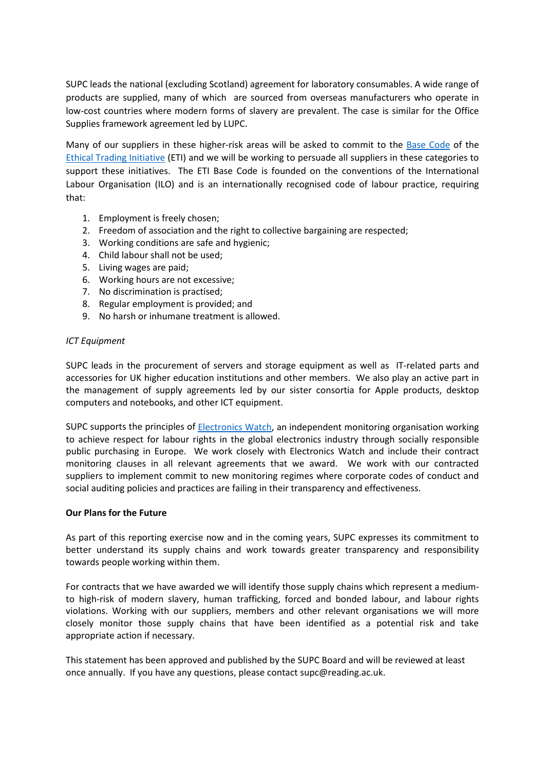SUPC leads the national (excluding Scotland) agreement for laboratory consumables. A wide range of products are supplied, many of which are sourced from overseas manufacturers who operate in low-cost countries where modern forms of slavery are prevalent. The case is similar for the Office Supplies framework agreement led by LUPC.

Many of our suppliers in these higher-risk areas will be asked to commit to the Base Code of the Ethical Trading Initiative (ETI) and we will be working to persuade all suppliers in these categories to support these initiatives. The ETI Base Code is founded on the conventions of the International Labour Organisation (ILO) and is an internationally recognised code of labour practice, requiring that:

1. Employment is freely chosen;
2. Freedom of association and the right to collective bargaining are respected;
3. Working conditions are safe and hygienic;
4. Child labour shall not be used;
5. Living wages are paid;
6. Working hours are not excessive;
7. No discrimination is practised;
8. Regular employment is provided; and
9. No harsh or inhumane treatment is allowed.

*ICT Equipment*

SUPC leads in the procurement of servers and storage equipment as well as IT-related parts and accessories for UK higher education institutions and other members. We also play an active part in the management of supply agreements led by our sister consortia for Apple products, desktop computers and notebooks, and other ICT equipment.

SUPC supports the principles of Electronics Watch, an independent monitoring organisation working to achieve respect for labour rights in the global electronics industry through socially responsible public purchasing in Europe. We work closely with Electronics Watch and include their contract monitoring clauses in all relevant agreements that we award. We work with our contracted suppliers to implement commit to new monitoring regimes where corporate codes of conduct and social auditing policies and practices are failing in their transparency and effectiveness.

**Our Plans for the Future**

As part of this reporting exercise now and in the coming years, SUPC expresses its commitment to better understand its supply chains and work towards greater transparency and responsibility towards people working within them.

For contracts that we have awarded we will identify those supply chains which represent a medium- to high-risk of modern slavery, human trafficking, forced and bonded labour, and labour rights violations. Working with our suppliers, members and other relevant organisations we will more closely monitor those supply chains that have been identified as a potential risk and take appropriate action if necessary.

This statement has been approved and published by the SUPC Board and will be reviewed at least once annually. If you have any questions, please contact supc@reading.ac.uk.